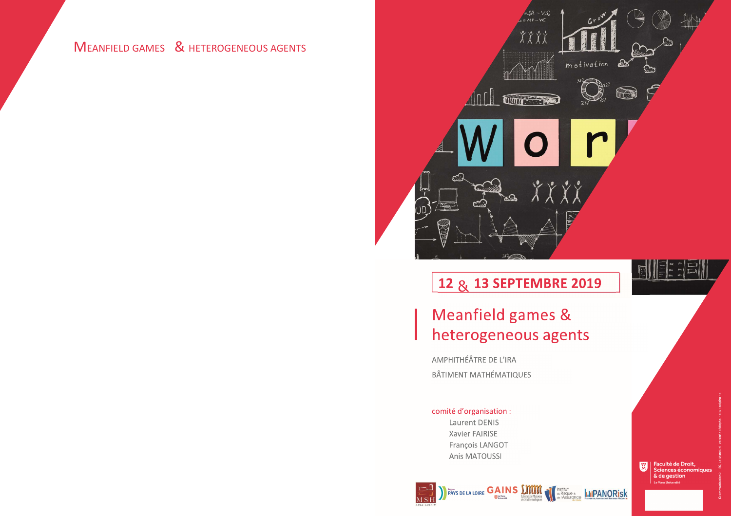MEANFIELD GAMES & HETEROGENEOUS AGENTS

**12 & 13 SEPTEMBRE 2019**

# Meanfield games & heterogeneous agents

AMPHITHÉÂTRE DE L'IRA

BÂTIMENT MATHÉMATIQUES

comité d'organisation :

- Laurent DENIS
- Xavier FAIRISE
- François LANGOT
- Anis MATOUSSI

Faculté de Droit, Sciences économiques & de gestion

Le Mans Université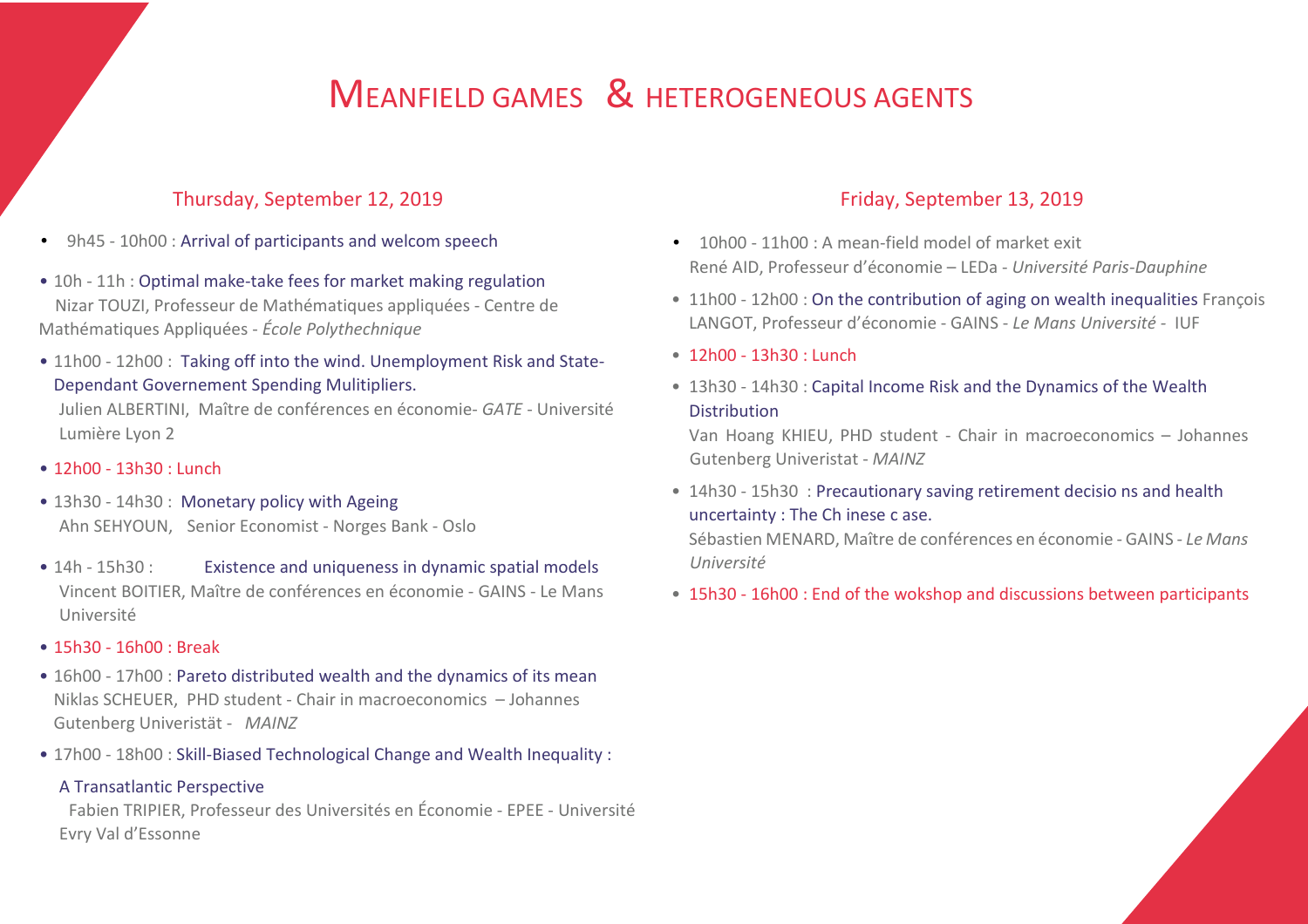# MEANFIELD GAMES & HETEROGENEOUS AGENTS

## Thursday, September 12, 2019

- 9h45 - 10h00 : Arrival of participants and welcom speech
- 10h - 11h : Optimal make-take fees for market making regulation
  Nizar TOUZI, Professeur de Mathématiques appliquées - Centre de Mathématiques Appliquées - *École Polythechnique*
- 11h00 - 12h00 : Taking off into the wind. Unemployment Risk and State-Dependant Governement Spending Mulitipliers.
  Julien ALBERTINI, Maître de conférences en économie- *GATE* - Université Lumière Lyon 2
- 12h00 - 13h30 : Lunch
- 13h30 - 14h30 : Monetary policy with Ageing
  Ahn SEHYOUN, Senior Economist - Norges Bank - Oslo
- 14h - 15h30 : Existence and uniqueness in dynamic spatial models
  Vincent BOITIER, Maître de conférences en économie - GAINS - Le Mans Université
- 15h30 - 16h00 : Break
- 16h00 - 17h00 : Pareto distributed wealth and the dynamics of its mean
  Niklas SCHEUER, PHD student - Chair in macroeconomics – Johannes Gutenberg Univeristät - *MAINZ*
- 17h00 - 18h00 : Skill-Biased Technological Change and Wealth Inequality : A Transatlantic Perspective
  Fabien TRIPIER, Professeur des Universités en Économie - EPEE - Université Evry Val d'Essonne

## Friday, September 13, 2019

- 10h00 - 11h00 : A mean-field model of market exit
  René AID, Professeur d'économie – LEDa - *Université Paris-Dauphine*
- 11h00 - 12h00 : On the contribution of aging on wealth inequalities François LANGOT, Professeur d'économie - GAINS - *Le Mans Université* - IUF
- 12h00 - 13h30 : Lunch
- 13h30 - 14h30 : Capital Income Risk and the Dynamics of the Wealth Distribution
  Van Hoang KHIEU, PHD student - Chair in macroeconomics – Johannes Gutenberg Univeristat - *MAINZ*
- 14h30 - 15h30 : Precautionary saving retirement decisio ns and health uncertainty : The Ch inese c ase.
  Sébastien MENARD, Maître de conférences en économie - GAINS - *Le Mans Université*
- 15h30 - 16h00 : End of the wokshop and discussions between participants